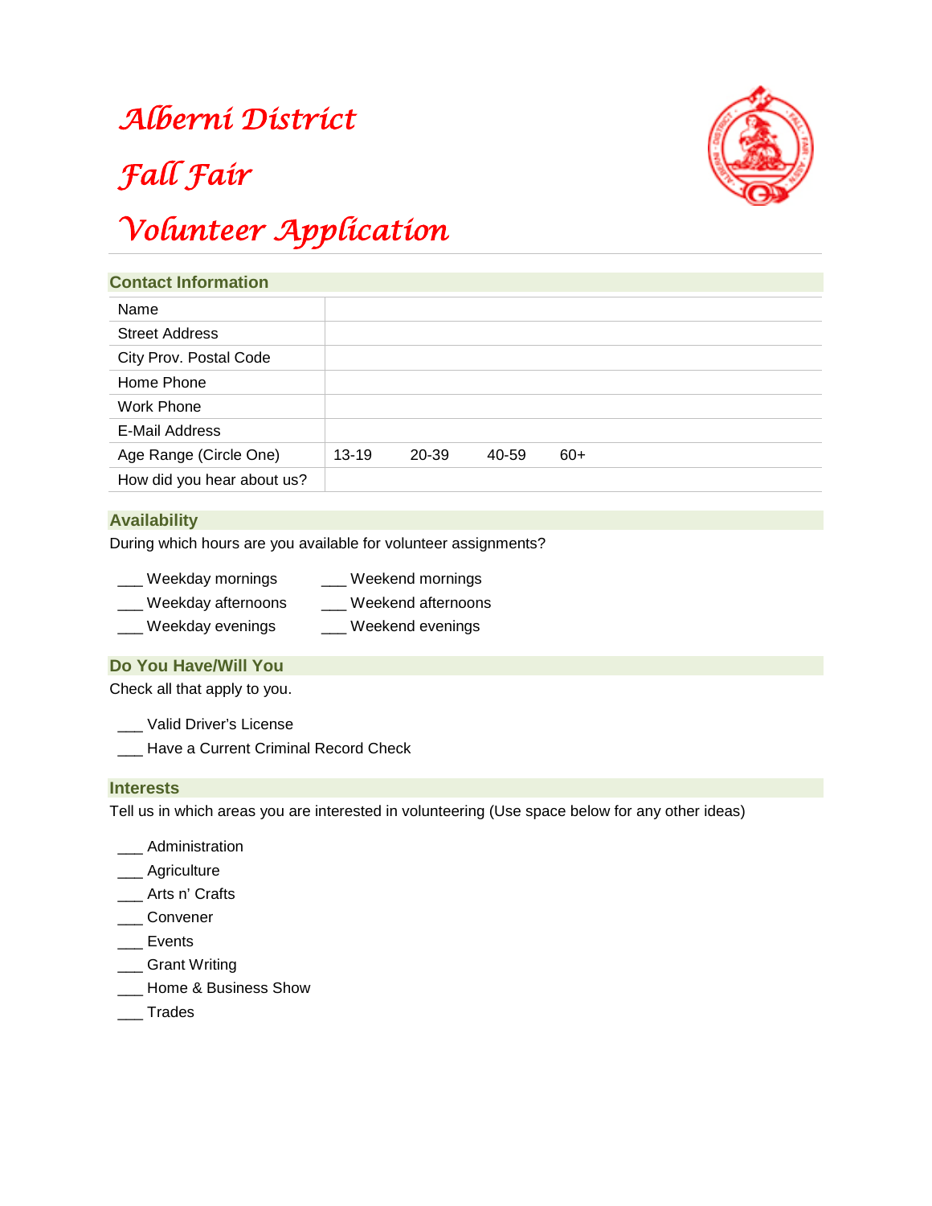# Alberni District

# Fall Fair

# Volunteer Application

## Contact Information

| Name | | | | |
|---|---|---|---|---|
| Street Address | | | | |
| City Prov. Postal Code | | | | |
| Home Phone | | | | |
| Work Phone | | | | |
| E-Mail Address | | | | |
| Age Range (Circle One) | 13-19 | 20-39 | 40-59 | 60+ |
| How did you hear about us? | | | | |

## Availability

During which hours are you available for volunteer assignments?

___ Weekday mornings
___ Weekday afternoons
___ Weekday evenings
___ Weekend mornings
___ Weekend afternoons
___ Weekend evenings

## Do You Have/Will You

Check all that apply to you.

___ Valid Driver's License
___ Have a Current Criminal Record Check

## Interests

Tell us in which areas you are interested in volunteering (Use space below for any other ideas)

___ Administration
___ Agriculture
___ Arts n' Crafts
___ Convener
___ Events
___ Grant Writing
___ Home & Business Show
___ Trades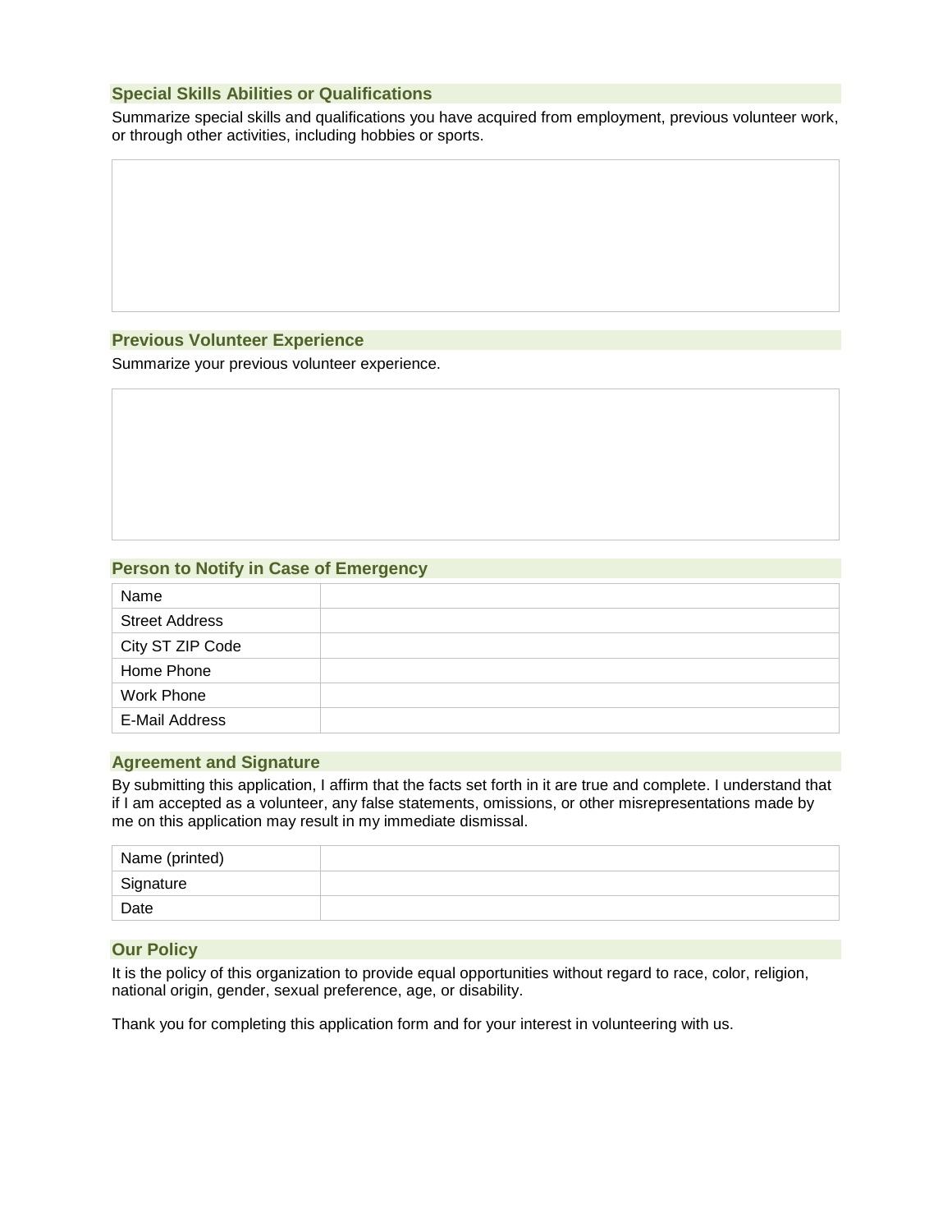## Special Skills Abilities or Qualifications

Summarize special skills and qualifications you have acquired from employment, previous volunteer work, or through other activities, including hobbies or sports.

| |
|---|
| |

## Previous Volunteer Experience

Summarize your previous volunteer experience.

| |
|---|
| |

## Person to Notify in Case of Emergency

| | |
|---|---|
| Name | |
| Street Address | |
| City ST ZIP Code | |
| Home Phone | |
| Work Phone | |
| E-Mail Address | |

## Agreement and Signature

By submitting this application, I affirm that the facts set forth in it are true and complete. I understand that if I am accepted as a volunteer, any false statements, omissions, or other misrepresentations made by me on this application may result in my immediate dismissal.

| | |
|---|---|
| Name (printed) | |
| Signature | |
| Date | |

## Our Policy

It is the policy of this organization to provide equal opportunities without regard to race, color, religion, national origin, gender, sexual preference, age, or disability.

Thank you for completing this application form and for your interest in volunteering with us.